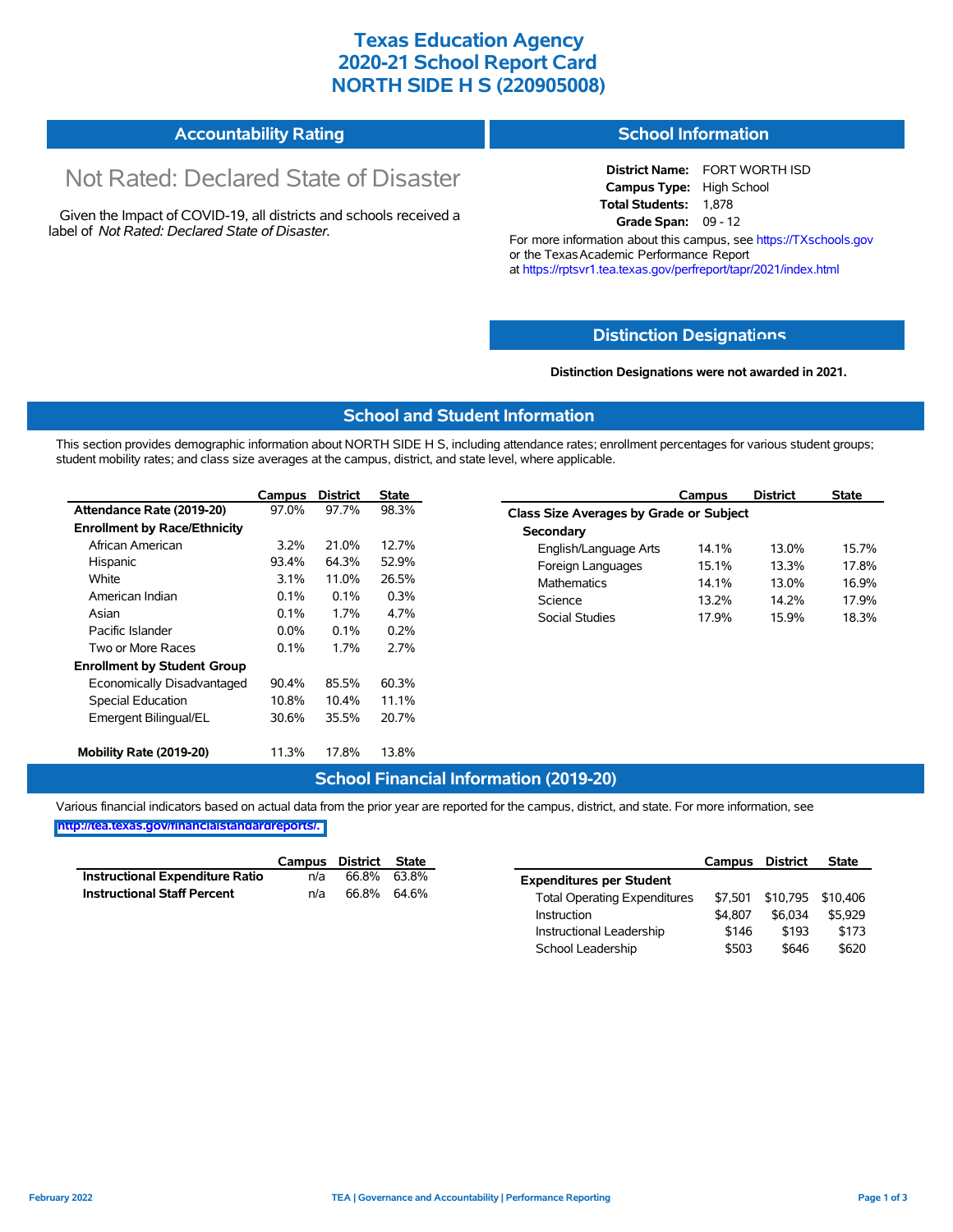# Texas Education Agency
# 2020-21 School Report Card
# NORTH SIDE H S (220905008)

## Accountability Rating

Not Rated: Declared State of Disaster

Given the Impact of COVID-19, all districts and schools received a label of *Not Rated: Declared State of Disaster*.

## School Information

**District Name:** FORT WORTH ISD
**Campus Type:** High School
**Total Students:** 1,878
**Grade Span:** 09 - 12

For more information about this campus, see https://TXschools.gov or the Texas Academic Performance Report at https://rptsvr1.tea.texas.gov/perfreport/tapr/2021/index.html

## Distinction Designations

**Distinction Designations were not awarded in 2021.**

## School and Student Information

This section provides demographic information about NORTH SIDE H S, including attendance rates; enrollment percentages for various student groups; student mobility rates; and class size averages at the campus, district, and state level, where applicable.

| | Campus | District | State |
|---|---|---|---|
| **Attendance Rate (2019-20)** | 97.0% | 97.7% | 98.3% |
| **Enrollment by Race/Ethnicity** | | | |
| African American | 3.2% | 21.0% | 12.7% |
| Hispanic | 93.4% | 64.3% | 52.9% |
| White | 3.1% | 11.0% | 26.5% |
| American Indian | 0.1% | 0.1% | 0.3% |
| Asian | 0.1% | 1.7% | 4.7% |
| Pacific Islander | 0.0% | 0.1% | 0.2% |
| Two or More Races | 0.1% | 1.7% | 2.7% |
| **Enrollment by Student Group** | | | |
| Economically Disadvantaged | 90.4% | 85.5% | 60.3% |
| Special Education | 10.8% | 10.4% | 11.1% |
| Emergent Bilingual/EL | 30.6% | 35.5% | 20.7% |
| **Mobility Rate (2019-20)** | 11.3% | 17.8% | 13.8% |

| | Campus | District | State |
|---|---|---|---|
| **Class Size Averages by Grade or Subject** | | | |
| **Secondary** | | | |
| English/Language Arts | 14.1% | 13.0% | 15.7% |
| Foreign Languages | 15.1% | 13.3% | 17.8% |
| Mathematics | 14.1% | 13.0% | 16.9% |
| Science | 13.2% | 14.2% | 17.9% |
| Social Studies | 17.9% | 15.9% | 18.3% |

## School Financial Information (2019-20)

Various financial indicators based on actual data from the prior year are reported for the campus, district, and state. For more information, see http://tea.texas.gov/financialstandardreports/.

| | Campus | District | State |
|---|---|---|---|
| **Instructional Expenditure Ratio** | n/a | 66.8% | 63.8% |
| **Instructional Staff Percent** | n/a | 66.8% | 64.6% |

| | Campus | District | State |
|---|---|---|---|
| **Expenditures per Student** | | | |
| Total Operating Expenditures | $7,501 | $10,795 | $10,406 |
| Instruction | $4,807 | $6,034 | $5,929 |
| Instructional Leadership | $146 | $193 | $173 |
| School Leadership | $503 | $646 | $620 |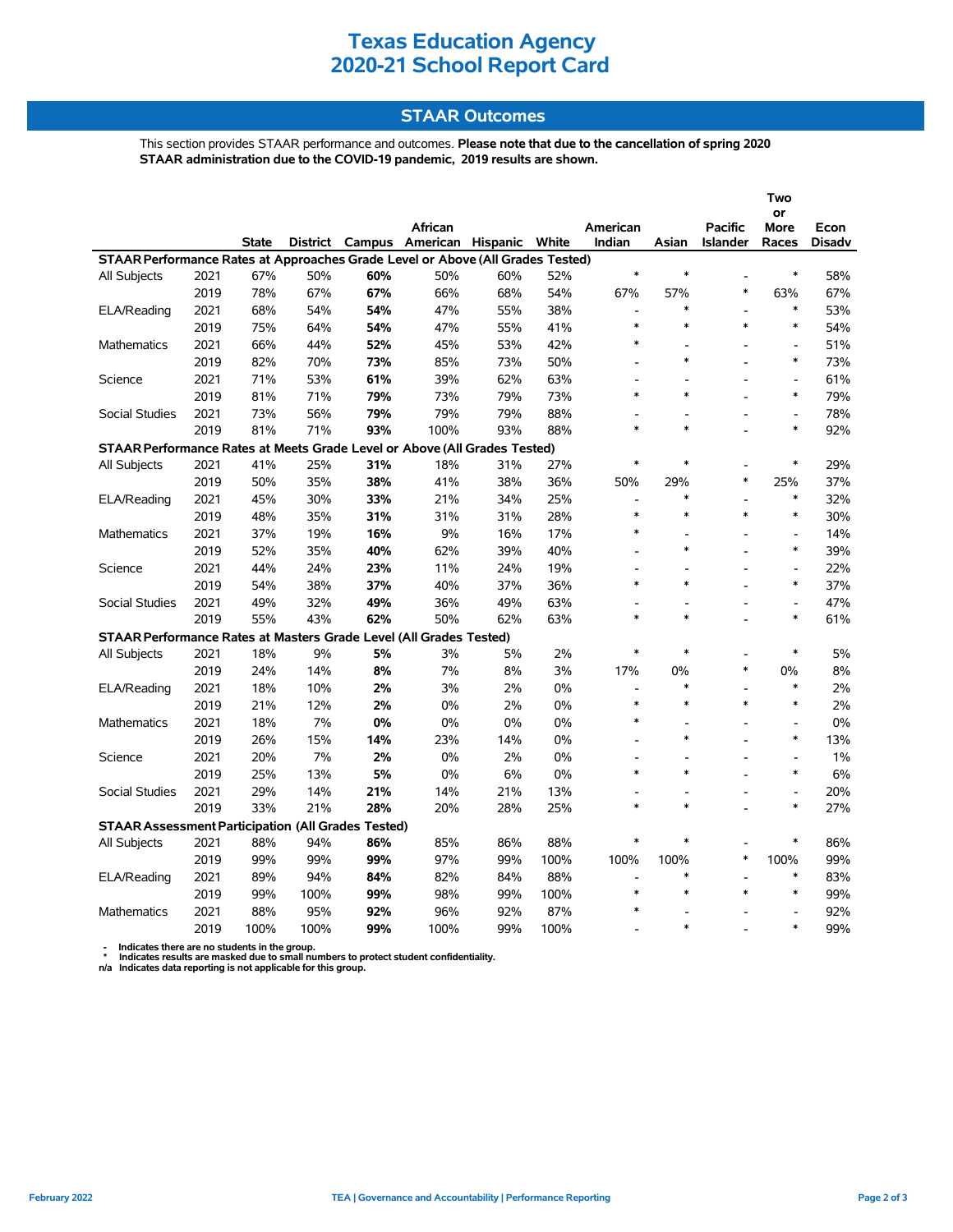# Texas Education Agency
# 2020-21 School Report Card

## STAAR Outcomes

This section provides STAAR performance and outcomes. **Please note that due to the cancellation of spring 2020 STAAR administration due to the COVID-19 pandemic, 2019 results are shown.**

| | | State | District | Campus | African American | Hispanic | White | American Indian | Asian | Pacific Islander | Two or More Races | Econ Disadv |
|---|---|---|---|---|---|---|---|---|---|---|---|---|
| **STAAR Performance Rates at Approaches Grade Level or Above (All Grades Tested)** | | | | | | | | | | | | |
| All Subjects | 2021 | 67% | 50% | **60%** | 50% | 60% | 52% | * | * | - | * | 58% |
| | 2019 | 78% | 67% | **67%** | 66% | 68% | 54% | 67% | 57% | * | 63% | 67% |
| ELA/Reading | 2021 | 68% | 54% | **54%** | 47% | 55% | 38% | - | * | - | * | 53% |
| | 2019 | 75% | 64% | **54%** | 47% | 55% | 41% | * | * | * | * | 54% |
| Mathematics | 2021 | 66% | 44% | **52%** | 45% | 53% | 42% | * | - | - | - | 51% |
| | 2019 | 82% | 70% | **73%** | 85% | 73% | 50% | - | * | - | * | 73% |
| Science | 2021 | 71% | 53% | **61%** | 39% | 62% | 63% | - | - | - | - | 61% |
| | 2019 | 81% | 71% | **79%** | 73% | 79% | 73% | * | * | - | * | 79% |
| Social Studies | 2021 | 73% | 56% | **79%** | 79% | 79% | 88% | - | - | - | - | 78% |
| | 2019 | 81% | 71% | **93%** | 100% | 93% | 88% | * | * | - | * | 92% |
| **STAAR Performance Rates at Meets Grade Level or Above (All Grades Tested)** | | | | | | | | | | | | |
| All Subjects | 2021 | 41% | 25% | **31%** | 18% | 31% | 27% | * | * | - | * | 29% |
| | 2019 | 50% | 35% | **38%** | 41% | 38% | 36% | 50% | 29% | * | 25% | 37% |
| ELA/Reading | 2021 | 45% | 30% | **33%** | 21% | 34% | 25% | - | * | - | * | 32% |
| | 2019 | 48% | 35% | **31%** | 31% | 31% | 28% | * | * | * | * | 30% |
| Mathematics | 2021 | 37% | 19% | **16%** | 9% | 16% | 17% | * | - | - | - | 14% |
| | 2019 | 52% | 35% | **40%** | 62% | 39% | 40% | - | * | - | * | 39% |
| Science | 2021 | 44% | 24% | **23%** | 11% | 24% | 19% | - | - | - | - | 22% |
| | 2019 | 54% | 38% | **37%** | 40% | 37% | 36% | * | * | - | * | 37% |
| Social Studies | 2021 | 49% | 32% | **49%** | 36% | 49% | 63% | - | - | - | - | 47% |
| | 2019 | 55% | 43% | **62%** | 50% | 62% | 63% | * | * | - | * | 61% |
| **STAAR Performance Rates at Masters Grade Level (All Grades Tested)** | | | | | | | | | | | | |
| All Subjects | 2021 | 18% | 9% | **5%** | 3% | 5% | 2% | * | * | - | * | 5% |
| | 2019 | 24% | 14% | **8%** | 7% | 8% | 3% | 17% | 0% | * | 0% | 8% |
| ELA/Reading | 2021 | 18% | 10% | **2%** | 3% | 2% | 0% | - | * | - | * | 2% |
| | 2019 | 21% | 12% | **2%** | 0% | 2% | 0% | * | * | * | * | 2% |
| Mathematics | 2021 | 18% | 7% | **0%** | 0% | 0% | 0% | * | - | - | - | 0% |
| | 2019 | 26% | 15% | **14%** | 23% | 14% | 0% | - | * | - | * | 13% |
| Science | 2021 | 20% | 7% | **2%** | 0% | 2% | 0% | - | - | - | - | 1% |
| | 2019 | 25% | 13% | **5%** | 0% | 6% | 0% | * | * | - | * | 6% |
| Social Studies | 2021 | 29% | 14% | **21%** | 14% | 21% | 13% | - | - | - | - | 20% |
| | 2019 | 33% | 21% | **28%** | 20% | 28% | 25% | * | * | - | * | 27% |
| **STAAR Assessment Participation (All Grades Tested)** | | | | | | | | | | | | |
| All Subjects | 2021 | 88% | 94% | **86%** | 85% | 86% | 88% | * | * | - | * | 86% |
| | 2019 | 99% | 99% | **99%** | 97% | 99% | 100% | 100% | 100% | * | 100% | 99% |
| ELA/Reading | 2021 | 89% | 94% | **84%** | 82% | 84% | 88% | - | * | - | * | 83% |
| | 2019 | 99% | 100% | **99%** | 98% | 99% | 100% | * | * | * | * | 99% |
| Mathematics | 2021 | 88% | 95% | **92%** | 96% | 92% | 87% | * | - | - | - | 92% |
| | 2019 | 100% | 100% | **99%** | 100% | 99% | 100% | - | * | - | * | 99% |

- Indicates there are no students in the group.
\* Indicates results are masked due to small numbers to protect student confidentiality.
n/a Indicates data reporting is not applicable for this group.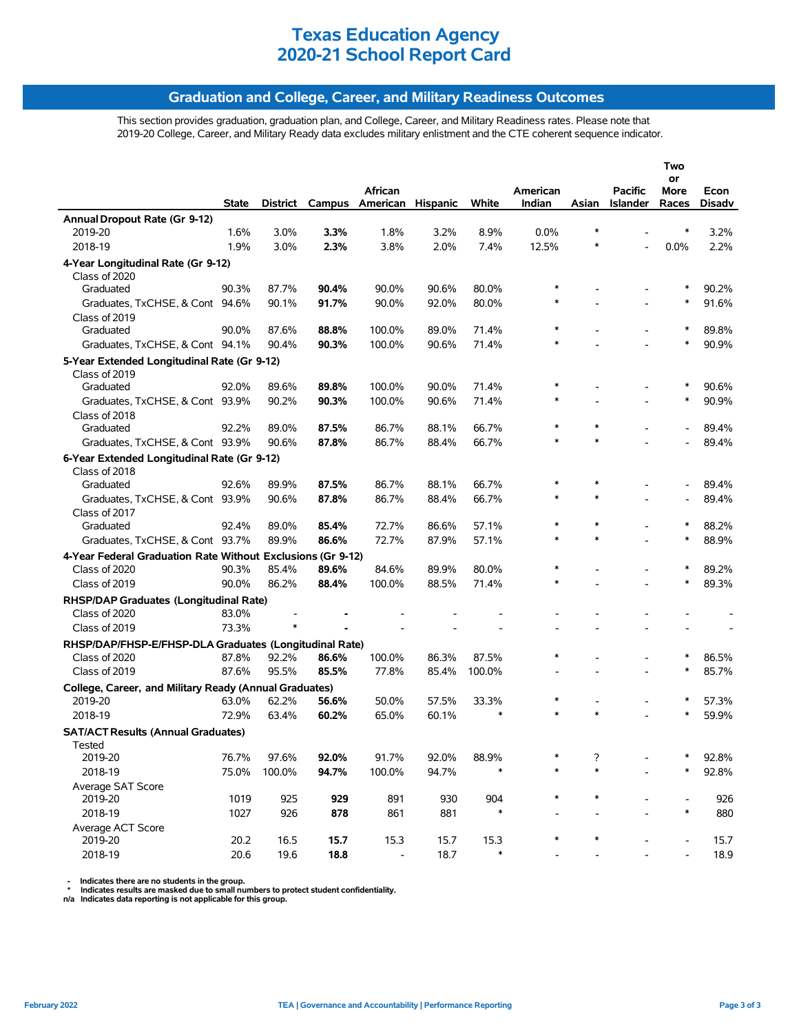# Texas Education Agency
# 2020-21 School Report Card

## Graduation and College, Career, and Military Readiness Outcomes

This section provides graduation, graduation plan, and College, Career, and Military Readiness rates. Please note that 2019-20 College, Career, and Military Ready data excludes military enlistment and the CTE coherent sequence indicator.

| | State | District | Campus | African American | Hispanic | White | American Indian | Asian | Pacific Islander | Two or More Races | Econ Disadv |
|---|---|---|---|---|---|---|---|---|---|---|---|
| **Annual Dropout Rate (Gr 9-12)** | | | | | | | | | | | |
| 2019-20 | 1.6% | 3.0% | **3.3%** | 1.8% | 3.2% | 8.9% | 0.0% | * | - | * | 3.2% |
| 2018-19 | 1.9% | 3.0% | **2.3%** | 3.8% | 2.0% | 7.4% | 12.5% | * | - | 0.0% | 2.2% |
| **4-Year Longitudinal Rate (Gr 9-12)** | | | | | | | | | | | |
| Class of 2020 | | | | | | | | | | | |
| Graduated | 90.3% | 87.7% | **90.4%** | 90.0% | 90.6% | 80.0% | * | - | - | * | 90.2% |
| Graduates, TxCHSE, & Cont | 94.6% | 90.1% | **91.7%** | 90.0% | 92.0% | 80.0% | * | - | - | * | 91.6% |
| Class of 2019 | | | | | | | | | | | |
| Graduated | 90.0% | 87.6% | **88.8%** | 100.0% | 89.0% | 71.4% | * | - | - | * | 89.8% |
| Graduates, TxCHSE, & Cont | 94.1% | 90.4% | **90.3%** | 100.0% | 90.6% | 71.4% | * | - | - | * | 90.9% |
| **5-Year Extended Longitudinal Rate (Gr 9-12)** | | | | | | | | | | | |
| Class of 2019 | | | | | | | | | | | |
| Graduated | 92.0% | 89.6% | **89.8%** | 100.0% | 90.0% | 71.4% | * | - | - | * | 90.6% |
| Graduates, TxCHSE, & Cont | 93.9% | 90.2% | **90.3%** | 100.0% | 90.6% | 71.4% | * | - | - | * | 90.9% |
| Class of 2018 | | | | | | | | | | | |
| Graduated | 92.2% | 89.0% | **87.5%** | 86.7% | 88.1% | 66.7% | * | * | - | - | 89.4% |
| Graduates, TxCHSE, & Cont | 93.9% | 90.6% | **87.8%** | 86.7% | 88.4% | 66.7% | * | * | - | - | 89.4% |
| **6-Year Extended Longitudinal Rate (Gr 9-12)** | | | | | | | | | | | |
| Class of 2018 | | | | | | | | | | | |
| Graduated | 92.6% | 89.9% | **87.5%** | 86.7% | 88.1% | 66.7% | * | * | - | - | 89.4% |
| Graduates, TxCHSE, & Cont | 93.9% | 90.6% | **87.8%** | 86.7% | 88.4% | 66.7% | * | * | - | - | 89.4% |
| Class of 2017 | | | | | | | | | | | |
| Graduated | 92.4% | 89.0% | **85.4%** | 72.7% | 86.6% | 57.1% | * | * | - | * | 88.2% |
| Graduates, TxCHSE, & Cont | 93.7% | 89.9% | **86.6%** | 72.7% | 87.9% | 57.1% | * | * | - | * | 88.9% |
| **4-Year Federal Graduation Rate Without Exclusions (Gr 9-12)** | | | | | | | | | | | |
| Class of 2020 | 90.3% | 85.4% | **89.6%** | 84.6% | 89.9% | 80.0% | * | - | - | * | 89.2% |
| Class of 2019 | 90.0% | 86.2% | **88.4%** | 100.0% | 88.5% | 71.4% | * | - | - | * | 89.3% |
| **RHSP/DAP Graduates (Longitudinal Rate)** | | | | | | | | | | | |
| Class of 2020 | 83.0% | - | **-** | - | - | - | - | - | - | - | - |
| Class of 2019 | 73.3% | * | **-** | - | - | - | - | - | - | - | - |
| **RHSP/DAP/FHSP-E/FHSP-DLA Graduates (Longitudinal Rate)** | | | | | | | | | | | |
| Class of 2020 | 87.8% | 92.2% | **86.6%** | 100.0% | 86.3% | 87.5% | * | - | - | * | 86.5% |
| Class of 2019 | 87.6% | 95.5% | **85.5%** | 77.8% | 85.4% | 100.0% | - | - | - | * | 85.7% |
| **College, Career, and Military Ready (Annual Graduates)** | | | | | | | | | | | |
| 2019-20 | 63.0% | 62.2% | **56.6%** | 50.0% | 57.5% | 33.3% | * | - | - | * | 57.3% |
| 2018-19 | 72.9% | 63.4% | **60.2%** | 65.0% | 60.1% | * | * | * | - | * | 59.9% |
| **SAT/ACT Results (Annual Graduates)** | | | | | | | | | | | |
| Tested | | | | | | | | | | | |
| 2019-20 | 76.7% | 97.6% | **92.0%** | 91.7% | 92.0% | 88.9% | * | ? | - | * | 92.8% |
| 2018-19 | 75.0% | 100.0% | **94.7%** | 100.0% | 94.7% | * | * | * | - | * | 92.8% |
| Average SAT Score | | | | | | | | | | | |
| 2019-20 | 1019 | 925 | **929** | 891 | 930 | 904 | * | * | - | - | 926 |
| 2018-19 | 1027 | 926 | **878** | 861 | 881 | * | - | - | - | * | 880 |
| Average ACT Score | | | | | | | | | | | |
| 2019-20 | 20.2 | 16.5 | **15.7** | 15.3 | 15.7 | 15.3 | * | * | - | - | 15.7 |
| 2018-19 | 20.6 | 19.6 | **18.8** | - | 18.7 | * | - | - | - | - | 18.9 |

- Indicates there are no students in the group.
* Indicates results are masked due to small numbers to protect student confidentiality.
n/a Indicates data reporting is not applicable for this group.